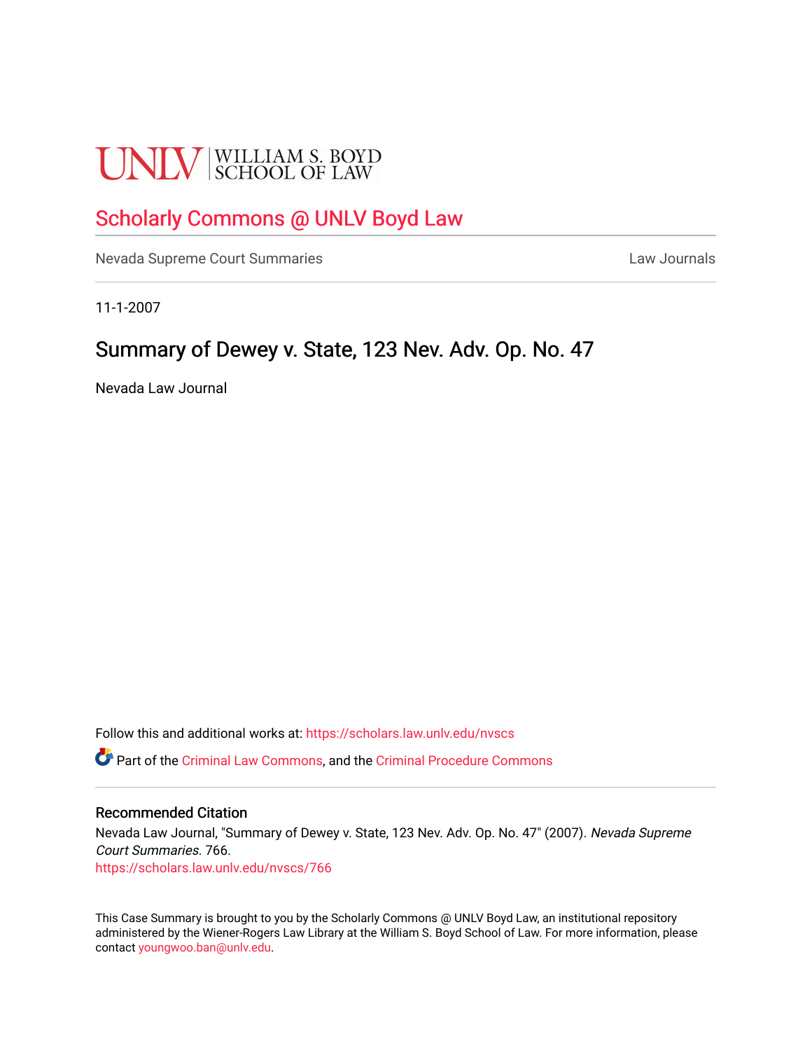UNLV | WILLIAM S. BOYD SCHOOL OF LAW

# Scholarly Commons @ UNLV Boyd Law

Nevada Supreme Court Summaries | Law Journals

11-1-2007

## Summary of Dewey v. State, 123 Nev. Adv. Op. No. 47

Nevada Law Journal

Follow this and additional works at: https://scholars.law.unlv.edu/nvscs

Part of the Criminal Law Commons, and the Criminal Procedure Commons

### Recommended Citation

Nevada Law Journal, "Summary of Dewey v. State, 123 Nev. Adv. Op. No. 47" (2007). *Nevada Supreme Court Summaries*. 766.
https://scholars.law.unlv.edu/nvscs/766

This Case Summary is brought to you by the Scholarly Commons @ UNLV Boyd Law, an institutional repository administered by the Wiener-Rogers Law Library at the William S. Boyd School of Law. For more information, please contact youngwoo.ban@unlv.edu.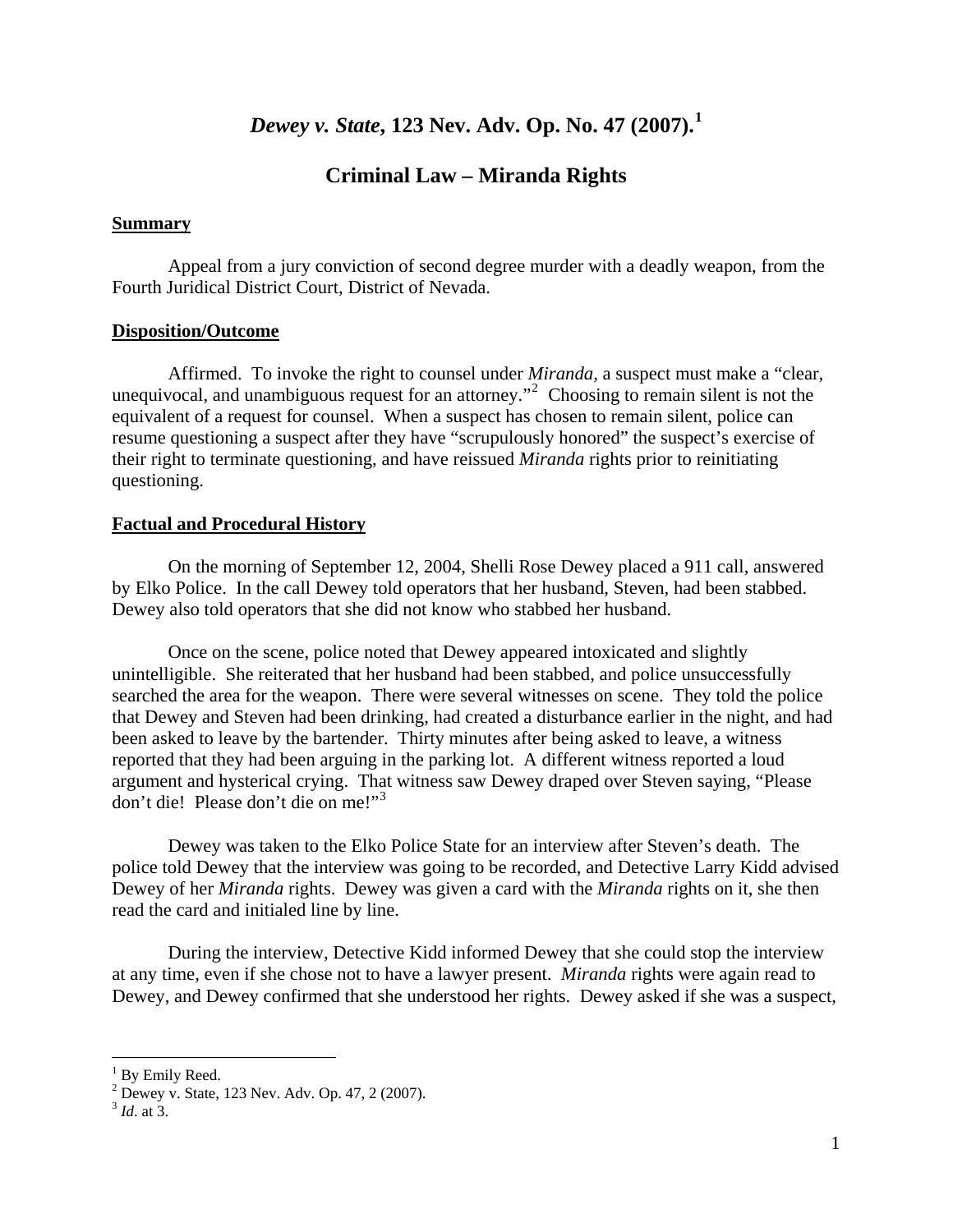# *Dewey v. State*, 123 Nev. Adv. Op. No. 47 (2007).[1]

## Criminal Law – Miranda Rights

### Summary

Appeal from a jury conviction of second degree murder with a deadly weapon, from the Fourth Juridical District Court, District of Nevada.

### Disposition/Outcome

Affirmed. To invoke the right to counsel under *Miranda*, a suspect must make a "clear, unequivocal, and unambiguous request for an attorney."[2] Choosing to remain silent is not the equivalent of a request for counsel. When a suspect has chosen to remain silent, police can resume questioning a suspect after they have "scrupulously honored" the suspect's exercise of their right to terminate questioning, and have reissued *Miranda* rights prior to reinitiating questioning.

### Factual and Procedural History

On the morning of September 12, 2004, Shelli Rose Dewey placed a 911 call, answered by Elko Police. In the call Dewey told operators that her husband, Steven, had been stabbed. Dewey also told operators that she did not know who stabbed her husband.

Once on the scene, police noted that Dewey appeared intoxicated and slightly unintelligible. She reiterated that her husband had been stabbed, and police unsuccessfully searched the area for the weapon. There were several witnesses on scene. They told the police that Dewey and Steven had been drinking, had created a disturbance earlier in the night, and had been asked to leave by the bartender. Thirty minutes after being asked to leave, a witness reported that they had been arguing in the parking lot. A different witness reported a loud argument and hysterical crying. That witness saw Dewey draped over Steven saying, "Please don't die! Please don't die on me!"[3]

Dewey was taken to the Elko Police State for an interview after Steven's death. The police told Dewey that the interview was going to be recorded, and Detective Larry Kidd advised Dewey of her *Miranda* rights. Dewey was given a card with the *Miranda* rights on it, she then read the card and initialed line by line.

During the interview, Detective Kidd informed Dewey that she could stop the interview at any time, even if she chose not to have a lawyer present. *Miranda* rights were again read to Dewey, and Dewey confirmed that she understood her rights. Dewey asked if she was a suspect,

---

[1] By Emily Reed.

[2] Dewey v. State, 123 Nev. Adv. Op. 47, 2 (2007).

[3] *Id*. at 3.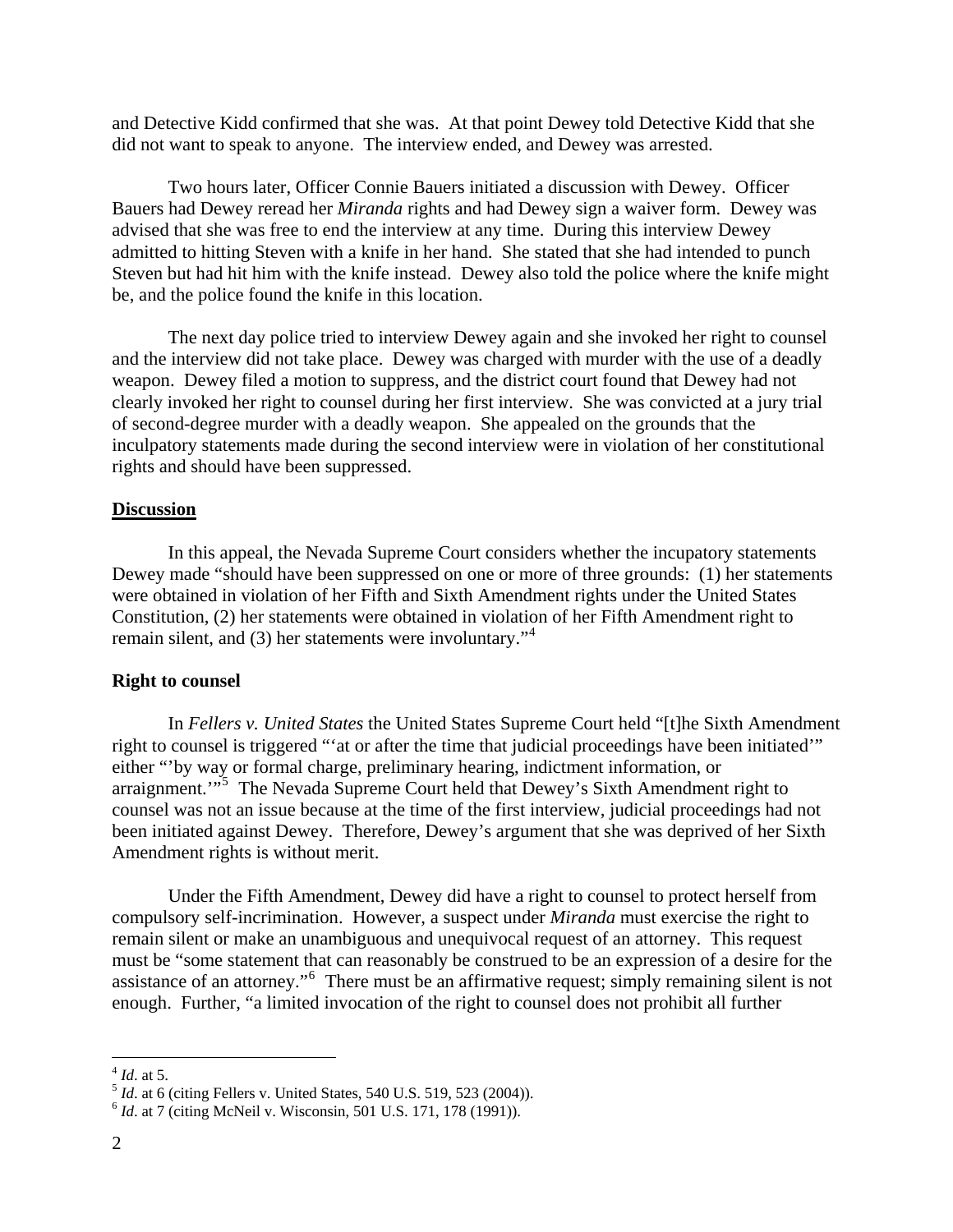and Detective Kidd confirmed that she was. At that point Dewey told Detective Kidd that she did not want to speak to anyone. The interview ended, and Dewey was arrested.

Two hours later, Officer Connie Bauers initiated a discussion with Dewey. Officer Bauers had Dewey reread her *Miranda* rights and had Dewey sign a waiver form. Dewey was advised that she was free to end the interview at any time. During this interview Dewey admitted to hitting Steven with a knife in her hand. She stated that she had intended to punch Steven but had hit him with the knife instead. Dewey also told the police where the knife might be, and the police found the knife in this location.

The next day police tried to interview Dewey again and she invoked her right to counsel and the interview did not take place. Dewey was charged with murder with the use of a deadly weapon. Dewey filed a motion to suppress, and the district court found that Dewey had not clearly invoked her right to counsel during her first interview. She was convicted at a jury trial of second-degree murder with a deadly weapon. She appealed on the grounds that the inculpatory statements made during the second interview were in violation of her constitutional rights and should have been suppressed.

## Discussion

In this appeal, the Nevada Supreme Court considers whether the incupatory statements Dewey made "should have been suppressed on one or more of three grounds: (1) her statements were obtained in violation of her Fifth and Sixth Amendment rights under the United States Constitution, (2) her statements were obtained in violation of her Fifth Amendment right to remain silent, and (3) her statements were involuntary."[4]

### Right to counsel

In *Fellers v. United States* the United States Supreme Court held "[t]he Sixth Amendment right to counsel is triggered "'at or after the time that judicial proceedings have been initiated'" either "'by way or formal charge, preliminary hearing, indictment information, or arraignment.'"[5] The Nevada Supreme Court held that Dewey's Sixth Amendment right to counsel was not an issue because at the time of the first interview, judicial proceedings had not been initiated against Dewey. Therefore, Dewey's argument that she was deprived of her Sixth Amendment rights is without merit.

Under the Fifth Amendment, Dewey did have a right to counsel to protect herself from compulsory self-incrimination. However, a suspect under *Miranda* must exercise the right to remain silent or make an unambiguous and unequivocal request of an attorney. This request must be "some statement that can reasonably be construed to be an expression of a desire for the assistance of an attorney."[6] There must be an affirmative request; simply remaining silent is not enough. Further, "a limited invocation of the right to counsel does not prohibit all further

---

[4] *Id*. at 5.

[5] *Id*. at 6 (citing Fellers v. United States, 540 U.S. 519, 523 (2004)).

[6] *Id*. at 7 (citing McNeil v. Wisconsin, 501 U.S. 171, 178 (1991)).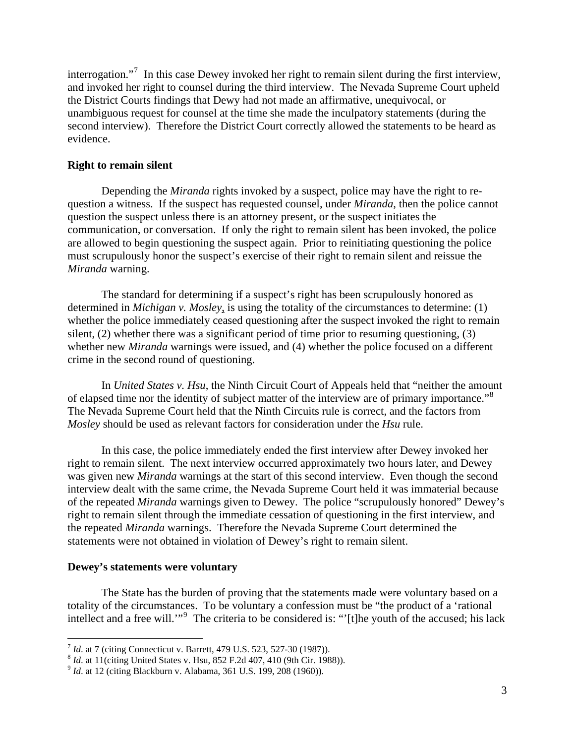interrogation."[7] In this case Dewey invoked her right to remain silent during the first interview, and invoked her right to counsel during the third interview. The Nevada Supreme Court upheld the District Courts findings that Dewy had not made an affirmative, unequivocal, or unambiguous request for counsel at the time she made the inculpatory statements (during the second interview). Therefore the District Court correctly allowed the statements to be heard as evidence.

**Right to remain silent**

Depending the *Miranda* rights invoked by a suspect, police may have the right to re-question a witness. If the suspect has requested counsel, under *Miranda*, then the police cannot question the suspect unless there is an attorney present, or the suspect initiates the communication, or conversation. If only the right to remain silent has been invoked, the police are allowed to begin questioning the suspect again. Prior to reinitiating questioning the police must scrupulously honor the suspect's exercise of their right to remain silent and reissue the *Miranda* warning.

The standard for determining if a suspect's right has been scrupulously honored as determined in *Michigan v. Mosley*, is using the totality of the circumstances to determine: (1) whether the police immediately ceased questioning after the suspect invoked the right to remain silent, (2) whether there was a significant period of time prior to resuming questioning, (3) whether new *Miranda* warnings were issued, and (4) whether the police focused on a different crime in the second round of questioning.

In *United States v. Hsu*, the Ninth Circuit Court of Appeals held that "neither the amount of elapsed time nor the identity of subject matter of the interview are of primary importance."[8] The Nevada Supreme Court held that the Ninth Circuits rule is correct, and the factors from *Mosley* should be used as relevant factors for consideration under the *Hsu* rule.

In this case, the police immediately ended the first interview after Dewey invoked her right to remain silent. The next interview occurred approximately two hours later, and Dewey was given new *Miranda* warnings at the start of this second interview. Even though the second interview dealt with the same crime, the Nevada Supreme Court held it was immaterial because of the repeated *Miranda* warnings given to Dewey. The police "scrupulously honored" Dewey's right to remain silent through the immediate cessation of questioning in the first interview, and the repeated *Miranda* warnings. Therefore the Nevada Supreme Court determined the statements were not obtained in violation of Dewey's right to remain silent.

**Dewey's statements were voluntary**

The State has the burden of proving that the statements made were voluntary based on a totality of the circumstances. To be voluntary a confession must be "the product of a 'rational intellect and a free will.'"[9] The criteria to be considered is: "'[t]he youth of the accused; his lack

---

[7] *Id*. at 7 (citing Connecticut v. Barrett, 479 U.S. 523, 527-30 (1987)).

[8] *Id*. at 11(citing United States v. Hsu, 852 F.2d 407, 410 (9th Cir. 1988)).

[9] *Id*. at 12 (citing Blackburn v. Alabama, 361 U.S. 199, 208 (1960)).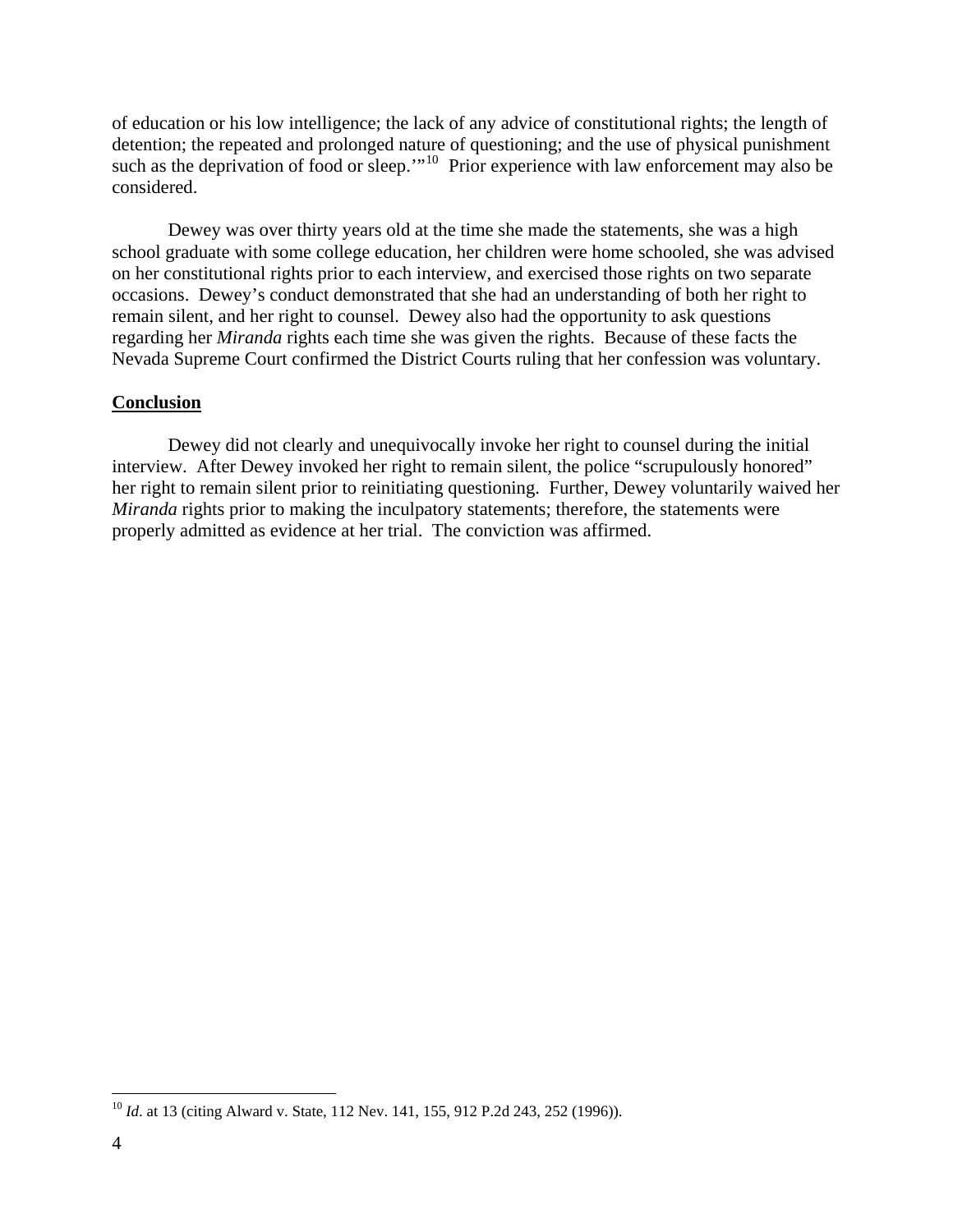of education or his low intelligence; the lack of any advice of constitutional rights; the length of detention; the repeated and prolonged nature of questioning; and the use of physical punishment such as the deprivation of food or sleep.'"[10] Prior experience with law enforcement may also be considered.

Dewey was over thirty years old at the time she made the statements, she was a high school graduate with some college education, her children were home schooled, she was advised on her constitutional rights prior to each interview, and exercised those rights on two separate occasions. Dewey's conduct demonstrated that she had an understanding of both her right to remain silent, and her right to counsel. Dewey also had the opportunity to ask questions regarding her *Miranda* rights each time she was given the rights. Because of these facts the Nevada Supreme Court confirmed the District Courts ruling that her confession was voluntary.

**Conclusion**

Dewey did not clearly and unequivocally invoke her right to counsel during the initial interview. After Dewey invoked her right to remain silent, the police "scrupulously honored" her right to remain silent prior to reinitiating questioning. Further, Dewey voluntarily waived her *Miranda* rights prior to making the inculpatory statements; therefore, the statements were properly admitted as evidence at her trial. The conviction was affirmed.

---

[10] *Id*. at 13 (citing Alward v. State, 112 Nev. 141, 155, 912 P.2d 243, 252 (1996)).